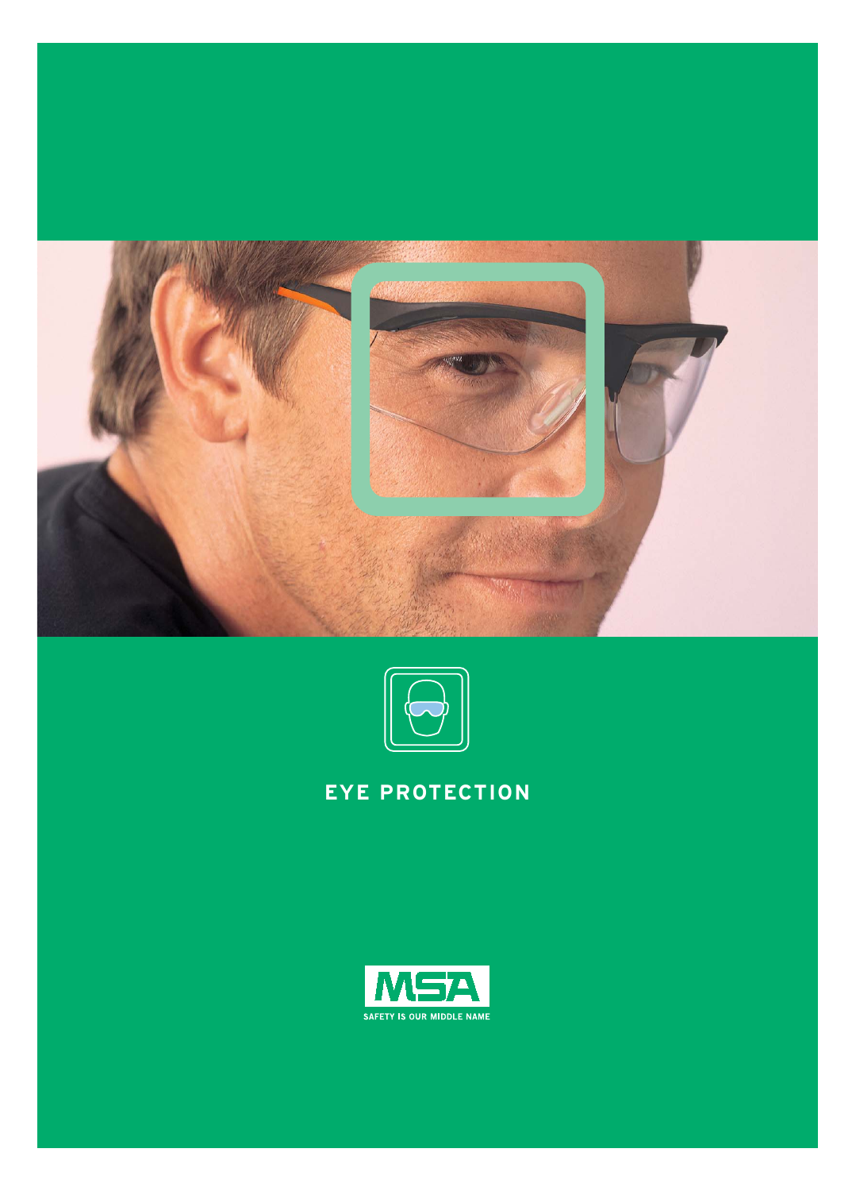# EYE PROTECTION

MSA

SAFETY IS OUR MIDDLE NAME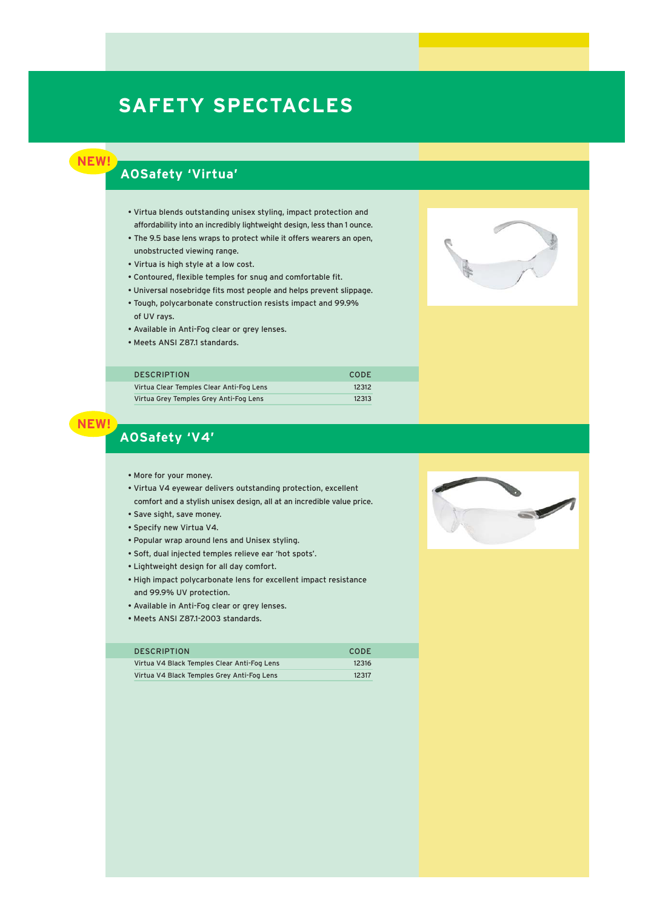# SAFETY SPECTACLES

## NEW! AOSafety 'Virtua'

- Virtua blends outstanding unisex styling, impact protection and affordability into an incredibly lightweight design, less than 1 ounce.
- The 9.5 base lens wraps to protect while it offers wearers an open, unobstructed viewing range.
- Virtua is high style at a low cost.
- Contoured, flexible temples for snug and comfortable fit.
- Universal nosebridge fits most people and helps prevent slippage.
- Tough, polycarbonate construction resists impact and 99.9% of UV rays.
- Available in Anti-Fog clear or grey lenses.
- Meets ANSI Z87.1 standards.

| DESCRIPTION | CODE |
| --- | --- |
| Virtua Clear Temples Clear Anti-Fog Lens | 12312 |
| Virtua Grey Temples Grey Anti-Fog Lens | 12313 |

## NEW! AOSafety 'V4'

- More for your money.
- Virtua V4 eyewear delivers outstanding protection, excellent comfort and a stylish unisex design, all at an incredible value price.
- Save sight, save money.
- Specify new Virtua V4.
- Popular wrap around lens and Unisex styling.
- Soft, dual injected temples relieve ear 'hot spots'.
- Lightweight design for all day comfort.
- High impact polycarbonate lens for excellent impact resistance and 99.9% UV protection.
- Available in Anti-Fog clear or grey lenses.
- Meets ANSI Z87.1-2003 standards.

| DESCRIPTION | CODE |
| --- | --- |
| Virtua V4 Black Temples Clear Anti-Fog Lens | 12316 |
| Virtua V4 Black Temples Grey Anti-Fog Lens | 12317 |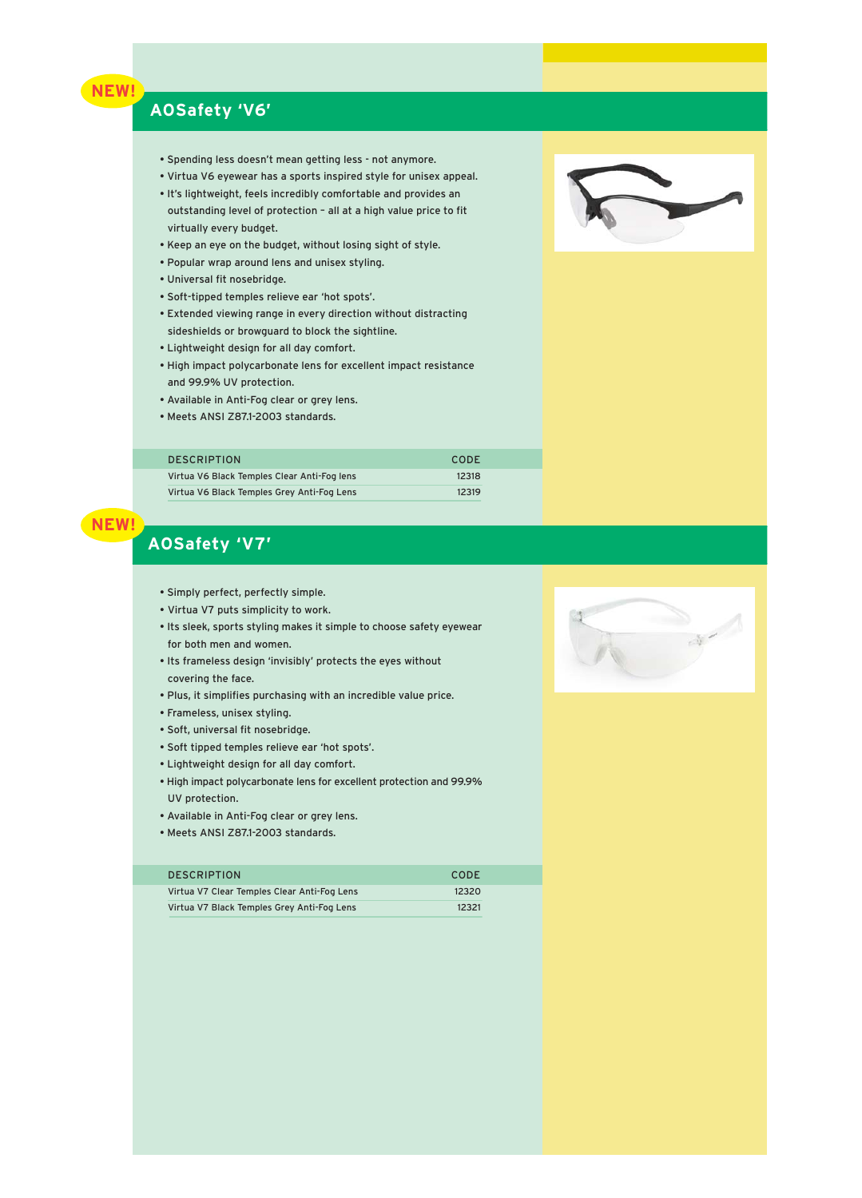NEW!

## AOSafety 'V6'

- Spending less doesn't mean getting less - not anymore.
- Virtua V6 eyewear has a sports inspired style for unisex appeal.
- It's lightweight, feels incredibly comfortable and provides an outstanding level of protection – all at a high value price to fit virtually every budget.
- Keep an eye on the budget, without losing sight of style.
- Popular wrap around lens and unisex styling.
- Universal fit nosebridge.
- Soft-tipped temples relieve ear 'hot spots'.
- Extended viewing range in every direction without distracting sideshields or browguard to block the sightline.
- Lightweight design for all day comfort.
- High impact polycarbonate lens for excellent impact resistance and 99.9% UV protection.
- Available in Anti-Fog clear or grey lens.
- Meets ANSI Z87.1-2003 standards.

| DESCRIPTION | CODE |
|---|---|
| Virtua V6 Black Temples Clear Anti-Fog lens | 12318 |
| Virtua V6 Black Temples Grey Anti-Fog Lens | 12319 |

NEW!

## AOSafety 'V7'

- Simply perfect, perfectly simple.
- Virtua V7 puts simplicity to work.
- Its sleek, sports styling makes it simple to choose safety eyewear for both men and women.
- Its frameless design 'invisibly' protects the eyes without covering the face.
- Plus, it simplifies purchasing with an incredible value price.
- Frameless, unisex styling.
- Soft, universal fit nosebridge.
- Soft tipped temples relieve ear 'hot spots'.
- Lightweight design for all day comfort.
- High impact polycarbonate lens for excellent protection and 99.9% UV protection.
- Available in Anti-Fog clear or grey lens.
- Meets ANSI Z87.1-2003 standards.

| DESCRIPTION | CODE |
|---|---|
| Virtua V7 Clear Temples Clear Anti-Fog Lens | 12320 |
| Virtua V7 Black Temples Grey Anti-Fog Lens | 12321 |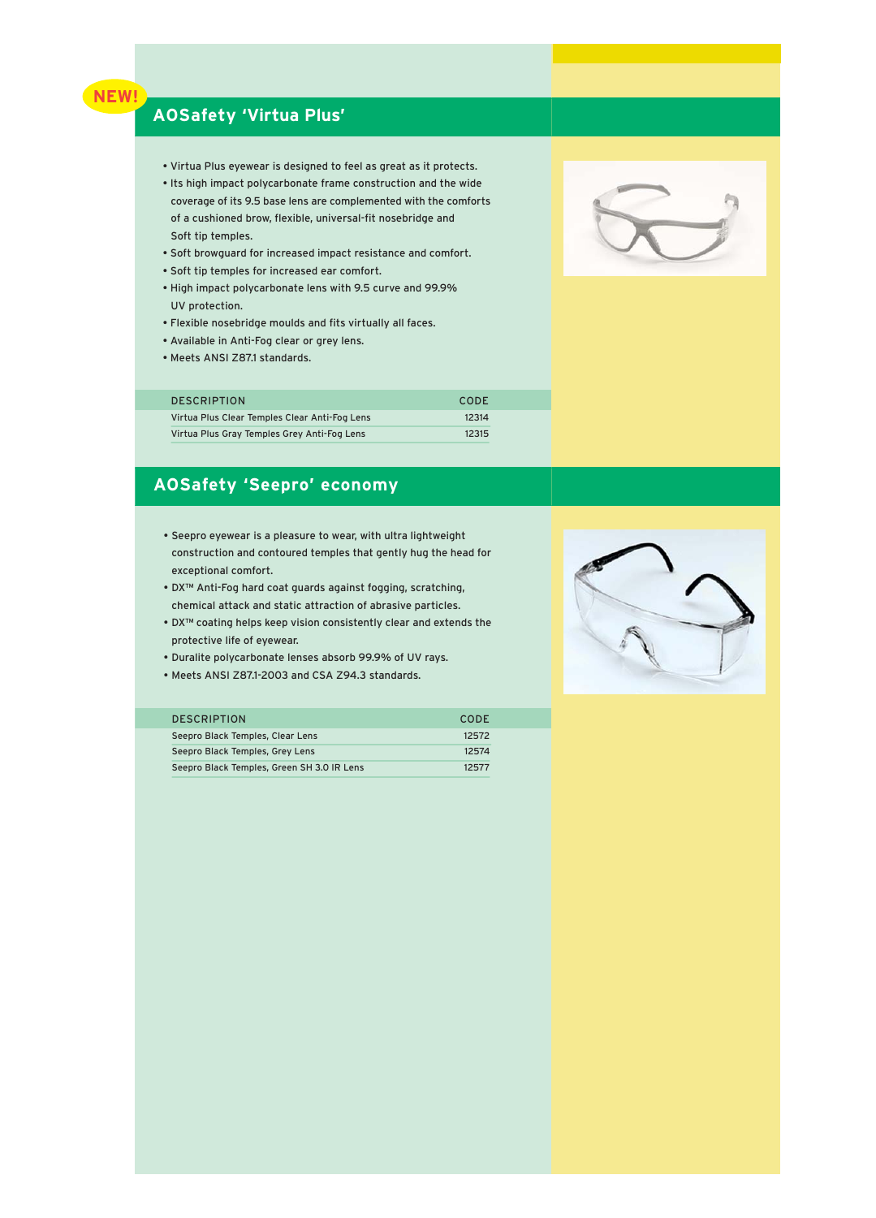NEW!

## AOSafety 'Virtua Plus'

- Virtua Plus eyewear is designed to feel as great as it protects.
- Its high impact polycarbonate frame construction and the wide coverage of its 9.5 base lens are complemented with the comforts of a cushioned brow, flexible, universal-fit nosebridge and Soft tip temples.
- Soft browguard for increased impact resistance and comfort.
- Soft tip temples for increased ear comfort.
- High impact polycarbonate lens with 9.5 curve and 99.9% UV protection.
- Flexible nosebridge moulds and fits virtually all faces.
- Available in Anti-Fog clear or grey lens.
- Meets ANSI Z87.1 standards.

| DESCRIPTION | CODE |
|---|---|
| Virtua Plus Clear Temples Clear Anti-Fog Lens | 12314 |
| Virtua Plus Gray Temples Grey Anti-Fog Lens | 12315 |

## AOSafety 'Seepro' economy

- Seepro eyewear is a pleasure to wear, with ultra lightweight construction and contoured temples that gently hug the head for exceptional comfort.
- DX™ Anti-Fog hard coat guards against fogging, scratching, chemical attack and static attraction of abrasive particles.
- DX™ coating helps keep vision consistently clear and extends the protective life of eyewear.
- Duralite polycarbonate lenses absorb 99.9% of UV rays.
- Meets ANSI Z87.1-2003 and CSA Z94.3 standards.

| DESCRIPTION | CODE |
|---|---|
| Seepro Black Temples, Clear Lens | 12572 |
| Seepro Black Temples, Grey Lens | 12574 |
| Seepro Black Temples, Green SH 3.0 IR Lens | 12577 |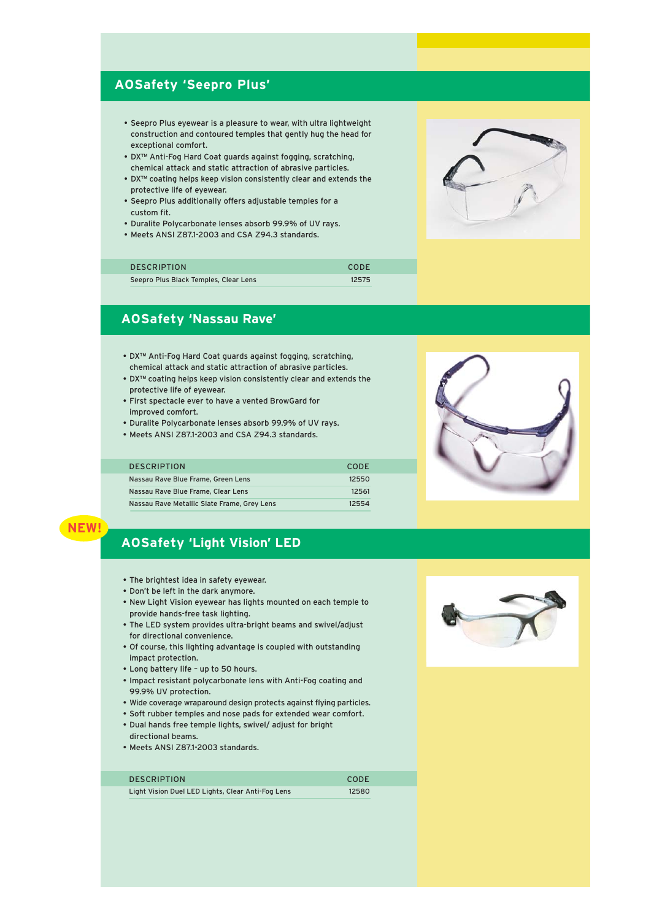## AOSafety 'Seepro Plus'

- Seepro Plus eyewear is a pleasure to wear, with ultra lightweight construction and contoured temples that gently hug the head for exceptional comfort.
- DX™ Anti-Fog Hard Coat guards against fogging, scratching, chemical attack and static attraction of abrasive particles.
- DX™ coating helps keep vision consistently clear and extends the protective life of eyewear.
- Seepro Plus additionally offers adjustable temples for a custom fit.
- Duralite Polycarbonate lenses absorb 99.9% of UV rays.
- Meets ANSI Z87.1-2003 and CSA Z94.3 standards.

| DESCRIPTION | CODE |
|---|---|
| Seepro Plus Black Temples, Clear Lens | 12575 |

## AOSafety 'Nassau Rave'

- DX™ Anti-Fog Hard Coat guards against fogging, scratching, chemical attack and static attraction of abrasive particles.
- DX™ coating helps keep vision consistently clear and extends the protective life of eyewear.
- First spectacle ever to have a vented BrowGard for improved comfort.
- Duralite Polycarbonate lenses absorb 99.9% of UV rays.
- Meets ANSI Z87.1-2003 and CSA Z94.3 standards.

| DESCRIPTION | CODE |
|---|---|
| Nassau Rave Blue Frame, Green Lens | 12550 |
| Nassau Rave Blue Frame, Clear Lens | 12561 |
| Nassau Rave Metallic Slate Frame, Grey Lens | 12554 |

**NEW!**

## AOSafety 'Light Vision' LED

- The brightest idea in safety eyewear.
- Don't be left in the dark anymore.
- New Light Vision eyewear has lights mounted on each temple to provide hands-free task lighting.
- The LED system provides ultra-bright beams and swivel/adjust for directional convenience.
- Of course, this lighting advantage is coupled with outstanding impact protection.
- Long battery life – up to 50 hours.
- Impact resistant polycarbonate lens with Anti-Fog coating and 99.9% UV protection.
- Wide coverage wraparound design protects against flying particles.
- Soft rubber temples and nose pads for extended wear comfort.
- Dual hands free temple lights, swivel/ adjust for bright directional beams.
- Meets ANSI Z87.1-2003 standards.

| DESCRIPTION | CODE |
|---|---|
| Light Vision Duel LED Lights, Clear Anti-Fog Lens | 12580 |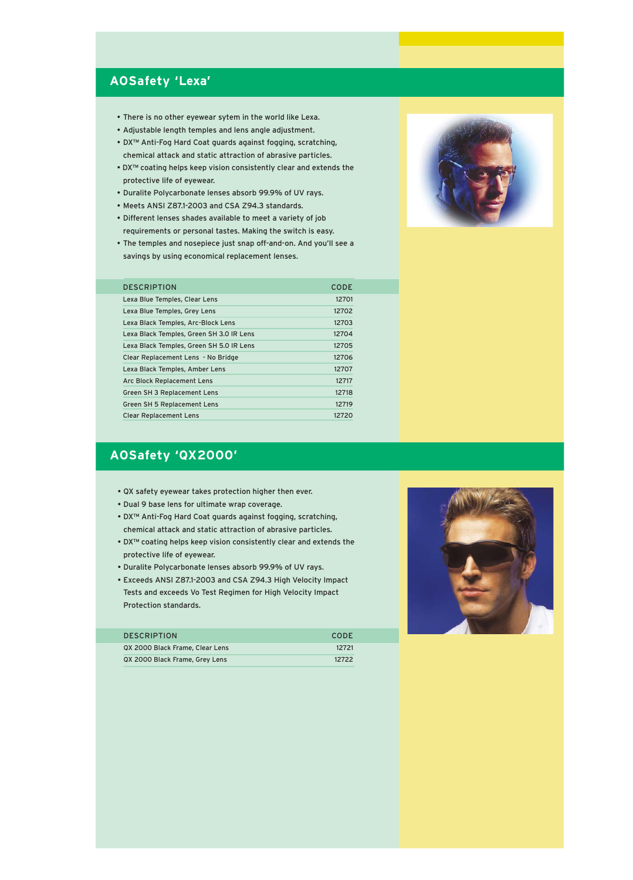## AOSafety 'Lexa'

- There is no other eyewear sytem in the world like Lexa.
- Adjustable length temples and lens angle adjustment.
- DX™ Anti-Fog Hard Coat guards against fogging, scratching, chemical attack and static attraction of abrasive particles.
- DX™ coating helps keep vision consistently clear and extends the protective life of eyewear.
- Duralite Polycarbonate lenses absorb 99.9% of UV rays.
- Meets ANSI Z87.1-2003 and CSA Z94.3 standards.
- Different lenses shades available to meet a variety of job requirements or personal tastes. Making the switch is easy.
- The temples and nosepiece just snap off-and-on. And you'll see a savings by using economical replacement lenses.

| DESCRIPTION | CODE |
|---|---|
| Lexa Blue Temples, Clear Lens | 12701 |
| Lexa Blue Temples, Grey Lens | 12702 |
| Lexa Black Temples, Arc-Block Lens | 12703 |
| Lexa Black Temples, Green SH 3.0 IR Lens | 12704 |
| Lexa Black Temples, Green SH 5.0 IR Lens | 12705 |
| Clear Replacement Lens - No Bridge | 12706 |
| Lexa Black Temples, Amber Lens | 12707 |
| Arc Block Replacement Lens | 12717 |
| Green SH 3 Replacement Lens | 12718 |
| Green SH 5 Replacement Lens | 12719 |
| Clear Replacement Lens | 12720 |

## AOSafety 'QX2000'

- QX safety eyewear takes protection higher then ever.
- Dual 9 base lens for ultimate wrap coverage.
- DX™ Anti-Fog Hard Coat guards against fogging, scratching, chemical attack and static attraction of abrasive particles.
- DX™ coating helps keep vision consistently clear and extends the protective life of eyewear.
- Duralite Polycarbonate lenses absorb 99.9% of UV rays.
- Exceeds ANSI Z87.1-2003 and CSA Z94.3 High Velocity Impact Tests and exceeds Vo Test Regimen for High Velocity Impact Protection standards.

| DESCRIPTION | CODE |
|---|---|
| QX 2000 Black Frame, Clear Lens | 12721 |
| QX 2000 Black Frame, Grey Lens | 12722 |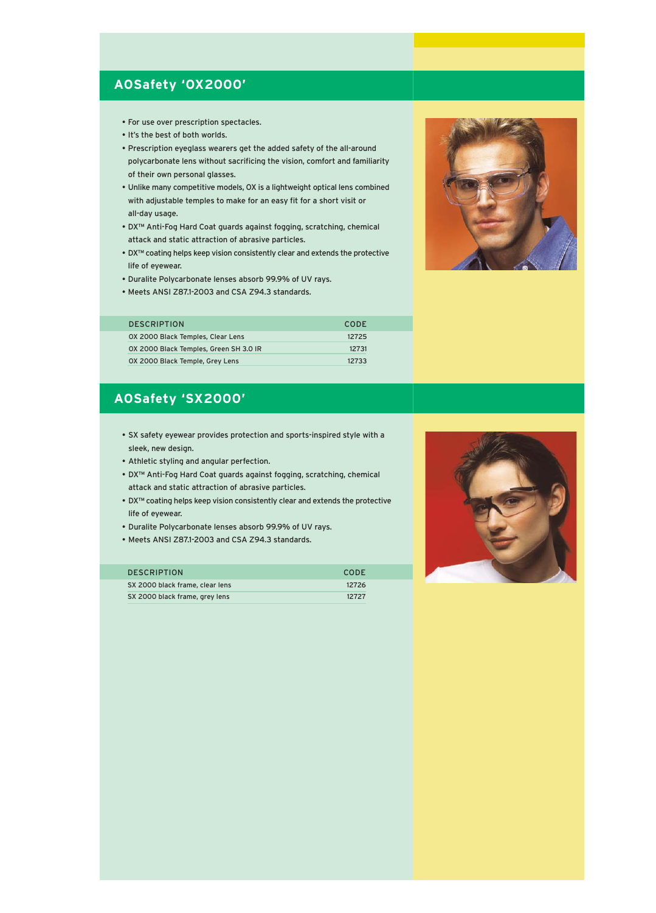## AOSafety 'OX2000'

- For use over prescription spectacles.
- It's the best of both worlds.
- Prescription eyeglass wearers get the added safety of the all-around polycarbonate lens without sacrificing the vision, comfort and familiarity of their own personal glasses.
- Unlike many competitive models, OX is a lightweight optical lens combined with adjustable temples to make for an easy fit for a short visit or all-day usage.
- DX™ Anti-Fog Hard Coat guards against fogging, scratching, chemical attack and static attraction of abrasive particles.
- DX™ coating helps keep vision consistently clear and extends the protective life of eyewear.
- Duralite Polycarbonate lenses absorb 99.9% of UV rays.
- Meets ANSI Z87.1-2003 and CSA Z94.3 standards.

| DESCRIPTION | CODE |
|---|---|
| OX 2000 Black Temples, Clear Lens | 12725 |
| OX 2000 Black Temples, Green SH 3.0 IR | 12731 |
| OX 2000 Black Temple, Grey Lens | 12733 |

## AOSafety 'SX2000'

- SX safety eyewear provides protection and sports-inspired style with a sleek, new design.
- Athletic styling and angular perfection.
- DX™ Anti-Fog Hard Coat guards against fogging, scratching, chemical attack and static attraction of abrasive particles.
- DX™ coating helps keep vision consistently clear and extends the protective life of eyewear.
- Duralite Polycarbonate lenses absorb 99.9% of UV rays.
- Meets ANSI Z87.1-2003 and CSA Z94.3 standards.

| DESCRIPTION | CODE |
|---|---|
| SX 2000 black frame, clear lens | 12726 |
| SX 2000 black frame, grey lens | 12727 |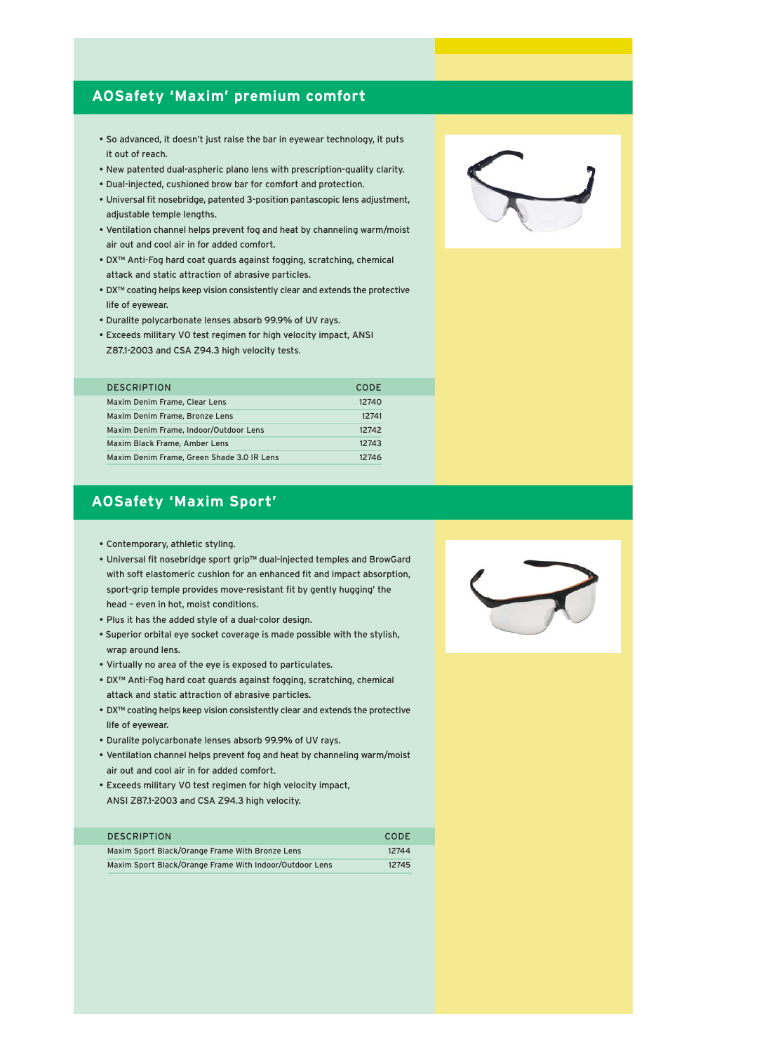## AOSafety 'Maxim' premium comfort

- So advanced, it doesn't just raise the bar in eyewear technology, it puts it out of reach.
- New patented dual-aspheric plano lens with prescription-quality clarity.
- Dual-injected, cushioned brow bar for comfort and protection.
- Universal fit nosebridge, patented 3-position pantascopic lens adjustment, adjustable temple lengths.
- Ventilation channel helps prevent fog and heat by channeling warm/moist air out and cool air in for added comfort.
- DX™ Anti-Fog hard coat guards against fogging, scratching, chemical attack and static attraction of abrasive particles.
- DX™ coating helps keep vision consistently clear and extends the protective life of eyewear.
- Duralite polycarbonate lenses absorb 99.9% of UV rays.
- Exceeds military VO test regimen for high velocity impact, ANSI Z87.1-2003 and CSA Z94.3 high velocity tests.

| DESCRIPTION | CODE |
|---|---|
| Maxim Denim Frame, Clear Lens | 12740 |
| Maxim Denim Frame, Bronze Lens | 12741 |
| Maxim Denim Frame, Indoor/Outdoor Lens | 12742 |
| Maxim Black Frame, Amber Lens | 12743 |
| Maxim Denim Frame, Green Shade 3.0 IR Lens | 12746 |

## AOSafety 'Maxim Sport'

- Contemporary, athletic styling.
- Universal fit nosebridge sport grip™ dual-injected temples and BrowGard with soft elastomeric cushion for an enhanced fit and impact absorption, sport-grip temple provides move-resistant fit by gently hugging' the head – even in hot, moist conditions.
- Plus it has the added style of a dual-color design.
- Superior orbital eye socket coverage is made possible with the stylish, wrap around lens.
- Virtually no area of the eye is exposed to particulates.
- DX™ Anti-Fog hard coat guards against fogging, scratching, chemical attack and static attraction of abrasive particles.
- DX™ coating helps keep vision consistently clear and extends the protective life of eyewear.
- Duralite polycarbonate lenses absorb 99.9% of UV rays.
- Ventilation channel helps prevent fog and heat by channeling warm/moist air out and cool air in for added comfort.
- Exceeds military VO test regimen for high velocity impact, ANSI Z87.1-2003 and CSA Z94.3 high velocity.

| DESCRIPTION | CODE |
|---|---|
| Maxim Sport Black/Orange Frame With Bronze Lens | 12744 |
| Maxim Sport Black/Orange Frame With Indoor/Outdoor Lens | 12745 |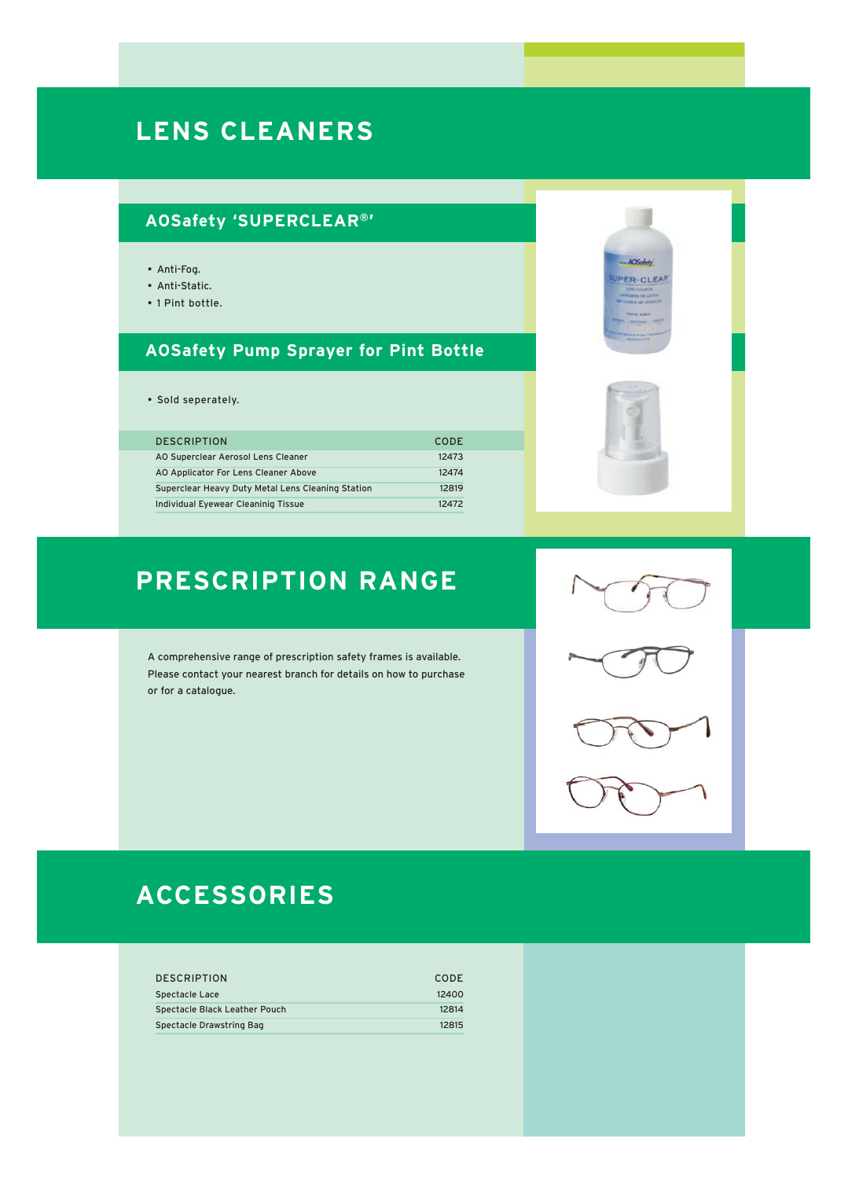# LENS CLEANERS

## AOSafety 'SUPERCLEAR®'

- Anti-Fog.
- Anti-Static.
- 1 Pint bottle.

## AOSafety Pump Sprayer for Pint Bottle

- Sold seperately.

| DESCRIPTION | CODE |
| --- | --- |
| AO Superclear Aerosol Lens Cleaner | 12473 |
| AO Applicator For Lens Cleaner Above | 12474 |
| Superclear Heavy Duty Metal Lens Cleaning Station | 12819 |
| Individual Eyewear Cleaninig Tissue | 12472 |

# PRESCRIPTION RANGE

A comprehensive range of prescription safety frames is available. Please contact your nearest branch for details on how to purchase or for a catalogue.

# ACCESSORIES

| DESCRIPTION | CODE |
| --- | --- |
| Spectacle Lace | 12400 |
| Spectacle Black Leather Pouch | 12814 |
| Spectacle Drawstring Bag | 12815 |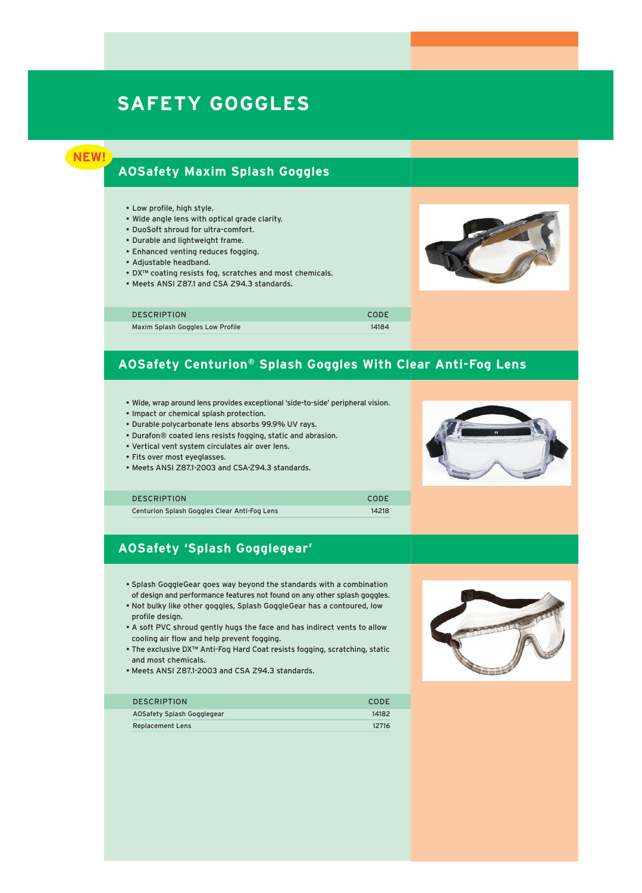# SAFETY GOGGLES

NEW!

## AOSafety Maxim Splash Goggles

- Low profile, high style.
- Wide angle lens with optical grade clarity.
- DuoSoft shroud for ultra-comfort.
- Durable and lightweight frame.
- Enhanced venting reduces fogging.
- Adjustable headband.
- DX™ coating resists fog, scratches and most chemicals.
- Meets ANSI Z87.1 and CSA Z94.3 standards.

| DESCRIPTION | CODE |
|---|---|
| Maxim Splash Goggles Low Profile | 14184 |

## AOSafety Centurion® Splash Goggles With Clear Anti-Fog Lens

- Wide, wrap around lens provides exceptional 'side-to-side' peripheral vision.
- Impact or chemical splash protection.
- Durable polycarbonate lens absorbs 99.9% UV rays.
- Durafon® coated lens resists fogging, static and abrasion.
- Vertical vent system circulates air over lens.
- Fits over most eyeglasses.
- Meets ANSI Z87.1-2003 and CSA-Z94.3 standards.

| DESCRIPTION | CODE |
|---|---|
| Centurion Splash Goggles Clear Anti-Fog Lens | 14218 |

## AOSafety 'Splash Gogglegear'

- Splash GoggleGear goes way beyond the standards with a combination of design and performance features not found on any other splash goggles.
- Not bulky like other goggles, Splash GoggleGear has a contoured, low profile design.
- A soft PVC shroud gently hugs the face and has indirect vents to allow cooling air flow and help prevent fogging.
- The exclusive DX™ Anti-Fog Hard Coat resists fogging, scratching, static and most chemicals.
- Meets ANSI Z87.1-2003 and CSA Z94.3 standards.

| DESCRIPTION | CODE |
|---|---|
| AOSafety Splash Gogglegear | 14182 |
| Replacement Lens | 12716 |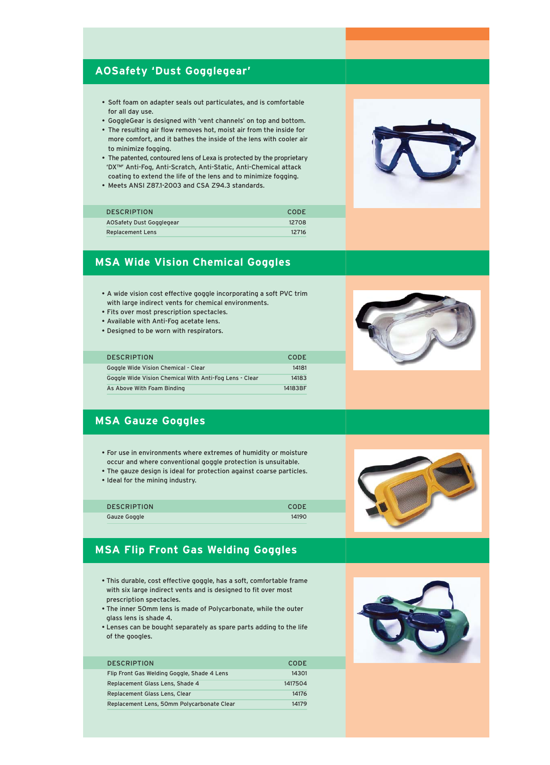## AOSafety 'Dust Gogglegear'

- Soft foam on adapter seals out particulates, and is comfortable for all day use.
- GoggleGear is designed with 'vent channels' on top and bottom.
- The resulting air flow removes hot, moist air from the inside for more comfort, and it bathes the inside of the lens with cooler air to minimize fogging.
- The patented, contoured lens of Lexa is protected by the proprietary 'DX™' Anti-Fog, Anti-Scratch, Anti-Static, Anti-Chemical attack coating to extend the life of the lens and to minimize fogging.
- Meets ANSI Z87.1-2003 and CSA Z94.3 standards.

| DESCRIPTION | CODE |
|---|---|
| AOSafety Dust Gogglegear | 12708 |
| Replacement Lens | 12716 |

## MSA Wide Vision Chemical Goggles

- A wide vision cost effective goggle incorporating a soft PVC trim with large indirect vents for chemical environments.
- Fits over most prescription spectacles.
- Available with Anti-Fog acetate lens.
- Designed to be worn with respirators.

| DESCRIPTION | CODE |
|---|---|
| Goggle Wide Vision Chemical - Clear | 14181 |
| Goggle Wide Vision Chemical With Anti-Fog Lens - Clear | 14183 |
| As Above With Foam Binding | 14183BF |

## MSA Gauze Goggles

- For use in environments where extremes of humidity or moisture occur and where conventional goggle protection is unsuitable.
- The gauze design is ideal for protection against coarse particles.
- Ideal for the mining industry.

| DESCRIPTION | CODE |
|---|---|
| Gauze Goggle | 14190 |

## MSA Flip Front Gas Welding Goggles

- This durable, cost effective goggle, has a soft, comfortable frame with six large indirect vents and is designed to fit over most prescription spectacles.
- The inner 50mm lens is made of Polycarbonate, while the outer glass lens is shade 4.
- Lenses can be bought separately as spare parts adding to the life of the googles.

| DESCRIPTION | CODE |
|---|---|
| Flip Front Gas Welding Goggle, Shade 4 Lens | 14301 |
| Replacement Glass Lens, Shade 4 | 1417504 |
| Replacement Glass Lens, Clear | 14176 |
| Replacement Lens, 50mm Polycarbonate Clear | 14179 |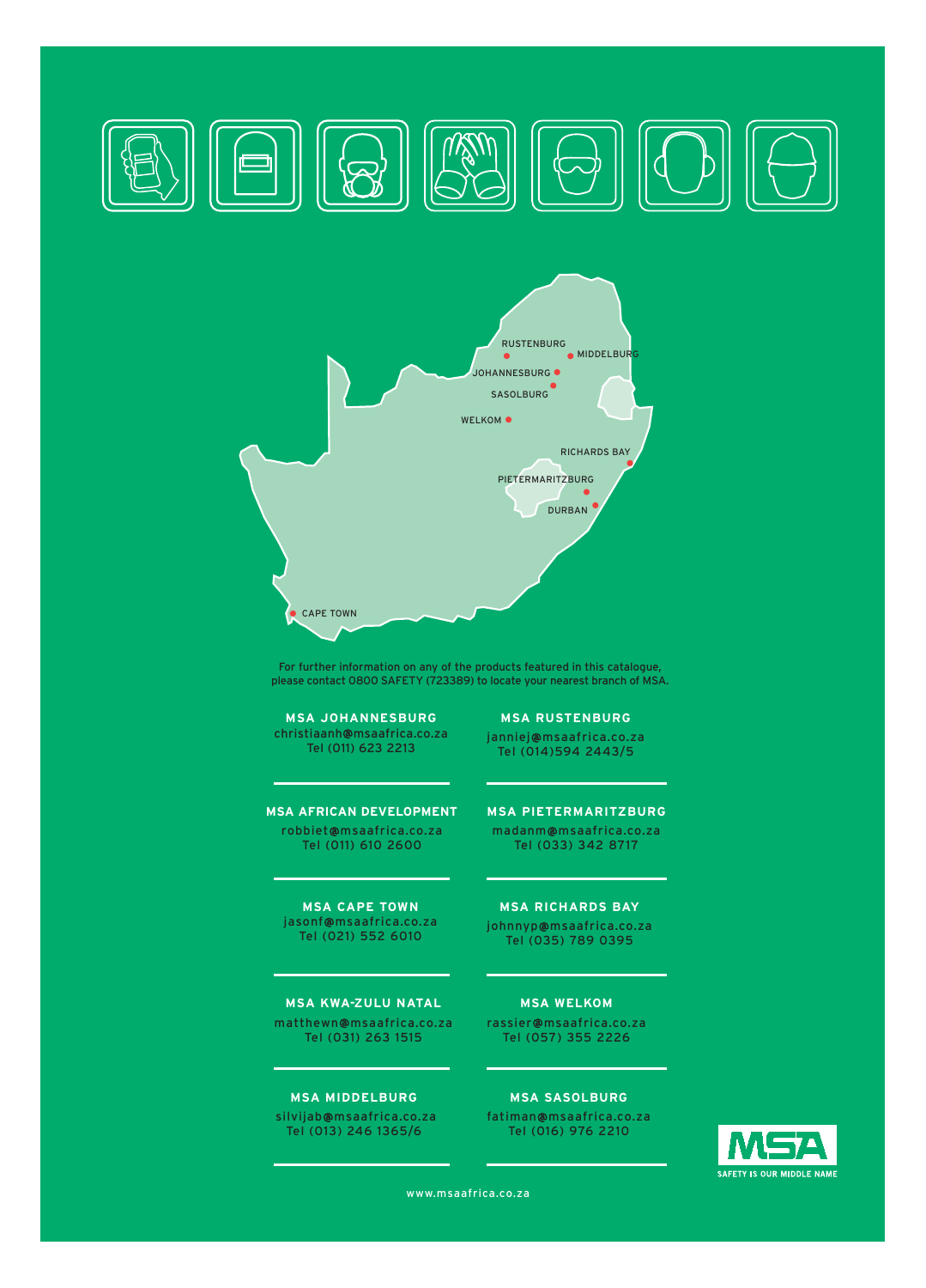RUSTENBURG
MIDDELBURG
JOHANNESBURG
SASOLBURG
WELKOM
RICHARDS BAY
PIETERMARITZBURG
DURBAN
CAPE TOWN

For further information on any of the products featured in this catalogue, please contact 0800 SAFETY (723389) to locate your nearest branch of MSA.

**MSA JOHANNESBURG**
christiaanh@msaafrica.co.za
Tel (011) 623 2213

**MSA RUSTENBURG**
janniej@msaafrica.co.za
Tel (014)594 2443/5

**MSA AFRICAN DEVELOPMENT**
robbiet@msaafrica.co.za
Tel (011) 610 2600

**MSA PIETERMARITZBURG**
madanm@msaafrica.co.za
Tel (033) 342 8717

**MSA CAPE TOWN**
jasonf@msaafrica.co.za
Tel (021) 552 6010

**MSA RICHARDS BAY**
johnnyp@msaafrica.co.za
Tel (035) 789 0395

**MSA KWA-ZULU NATAL**
matthewn@msaafrica.co.za
Tel (031) 263 1515

**MSA WELKOM**
rassier@msaafrica.co.za
Tel (057) 355 2226

**MSA MIDDELBURG**
silvijab@msaafrica.co.za
Tel (013) 246 1365/6

**MSA SASOLBURG**
fatiman@msaafrica.co.za
Tel (016) 976 2210

MSA
SAFETY IS OUR MIDDLE NAME

www.msaafrica.co.za